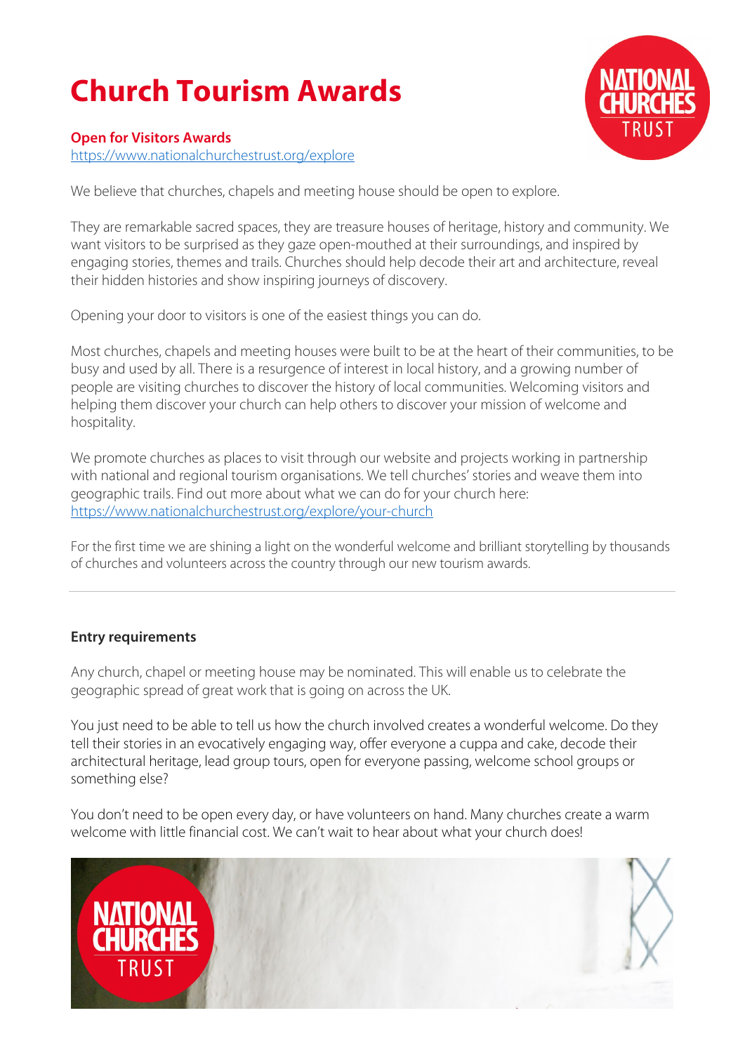# Church Tourism Awards

### Open for Visitors Awards

https://www.nationalchurchestrust.org/explore

We believe that churches, chapels and meeting house should be open to explore.

They are remarkable sacred spaces, they are treasure houses of heritage, history and community. We want visitors to be surprised as they gaze open-mouthed at their surroundings, and inspired by engaging stories, themes and trails. Churches should help decode their art and architecture, reveal their hidden histories and show inspiring journeys of discovery.

Opening your door to visitors is one of the easiest things you can do.

Most churches, chapels and meeting houses were built to be at the heart of their communities, to be busy and used by all. There is a resurgence of interest in local history, and a growing number of people are visiting churches to discover the history of local communities. Welcoming visitors and helping them discover your church can help others to discover your mission of welcome and hospitality.

We promote churches as places to visit through our website and projects working in partnership with national and regional tourism organisations. We tell churches' stories and weave them into geographic trails. Find out more about what we can do for your church here: https://www.nationalchurchestrust.org/explore/your-church

For the first time we are shining a light on the wonderful welcome and brilliant storytelling by thousands of churches and volunteers across the country through our new tourism awards.

---

### Entry requirements

Any church, chapel or meeting house may be nominated. This will enable us to celebrate the geographic spread of great work that is going on across the UK.

You just need to be able to tell us how the church involved creates a wonderful welcome. Do they tell their stories in an evocatively engaging way, offer everyone a cuppa and cake, decode their architectural heritage, lead group tours, open for everyone passing, welcome school groups or something else?

You don't need to be open every day, or have volunteers on hand. Many churches create a warm welcome with little financial cost. We can't wait to hear about what your church does!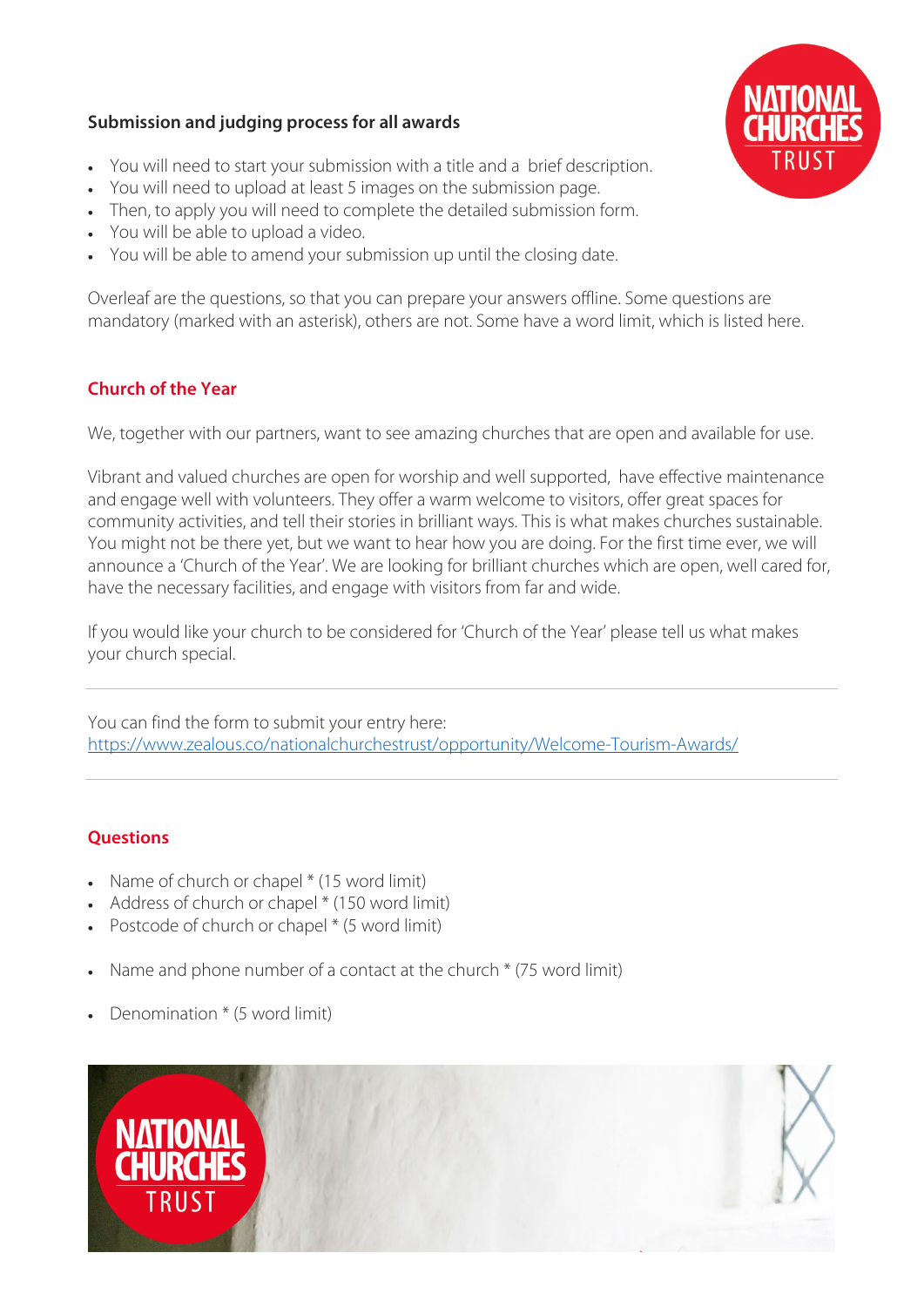**Submission and judging process for all awards**

- You will need to start your submission with a title and a brief description.
- You will need to upload at least 5 images on the submission page.
- Then, to apply you will need to complete the detailed submission form.
- You will be able to upload a video.
- You will be able to amend your submission up until the closing date.

Overleaf are the questions, so that you can prepare your answers offline. Some questions are mandatory (marked with an asterisk), others are not. Some have a word limit, which is listed here.

## Church of the Year

We, together with our partners, want to see amazing churches that are open and available for use.

Vibrant and valued churches are open for worship and well supported, have effective maintenance and engage well with volunteers. They offer a warm welcome to visitors, offer great spaces for community activities, and tell their stories in brilliant ways. This is what makes churches sustainable. You might not be there yet, but we want to hear how you are doing. For the first time ever, we will announce a 'Church of the Year'. We are looking for brilliant churches which are open, well cared for, have the necessary facilities, and engage with visitors from far and wide.

If you would like your church to be considered for 'Church of the Year' please tell us what makes your church special.

---

You can find the form to submit your entry here:
https://www.zealous.co/nationalchurchestrust/opportunity/Welcome-Tourism-Awards/

---

## Questions

- Name of church or chapel * (15 word limit)
- Address of church or chapel * (150 word limit)
- Postcode of church or chapel * (5 word limit)

- Name and phone number of a contact at the church * (75 word limit)

- Denomination * (5 word limit)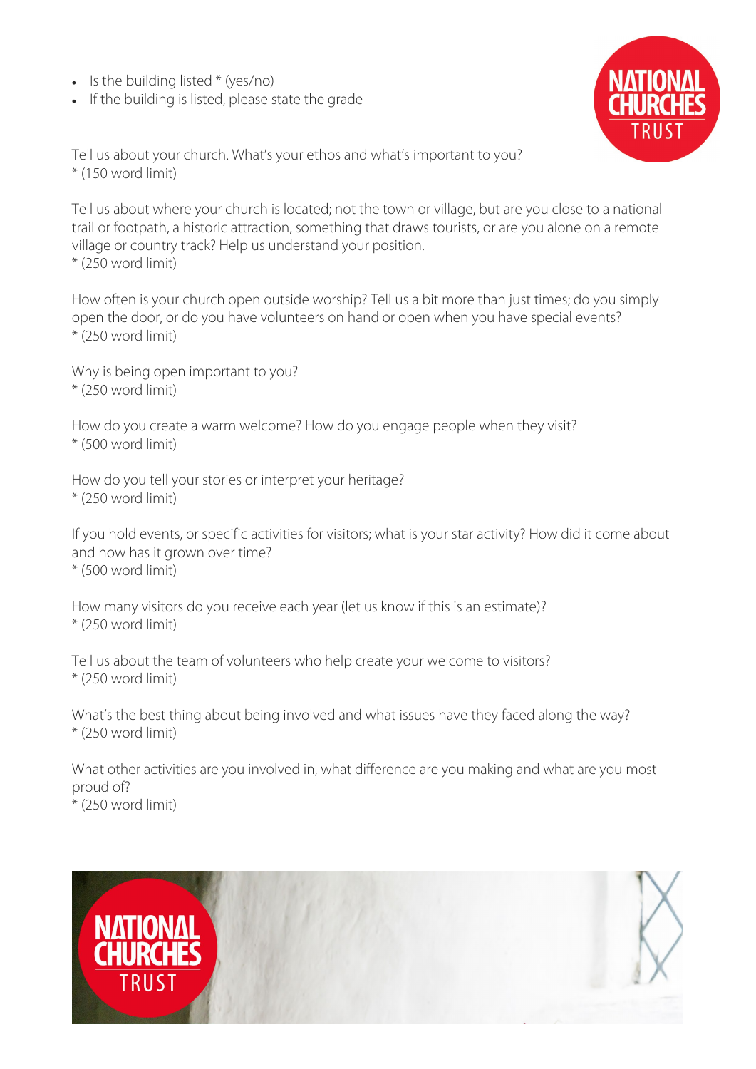- Is the building listed * (yes/no)
- If the building is listed, please state the grade

---

Tell us about your church. What's your ethos and what's important to you?
* (150 word limit)

Tell us about where your church is located; not the town or village, but are you close to a national trail or footpath, a historic attraction, something that draws tourists, or are you alone on a remote village or country track? Help us understand your position.
* (250 word limit)

How often is your church open outside worship? Tell us a bit more than just times; do you simply open the door, or do you have volunteers on hand or open when you have special events?
* (250 word limit)

Why is being open important to you?
* (250 word limit)

How do you create a warm welcome? How do you engage people when they visit?
* (500 word limit)

How do you tell your stories or interpret your heritage?
* (250 word limit)

If you hold events, or specific activities for visitors; what is your star activity? How did it come about and how has it grown over time?
* (500 word limit)

How many visitors do you receive each year (let us know if this is an estimate)?
* (250 word limit)

Tell us about the team of volunteers who help create your welcome to visitors?
* (250 word limit)

What's the best thing about being involved and what issues have they faced along the way?
* (250 word limit)

What other activities are you involved in, what difference are you making and what are you most proud of?
* (250 word limit)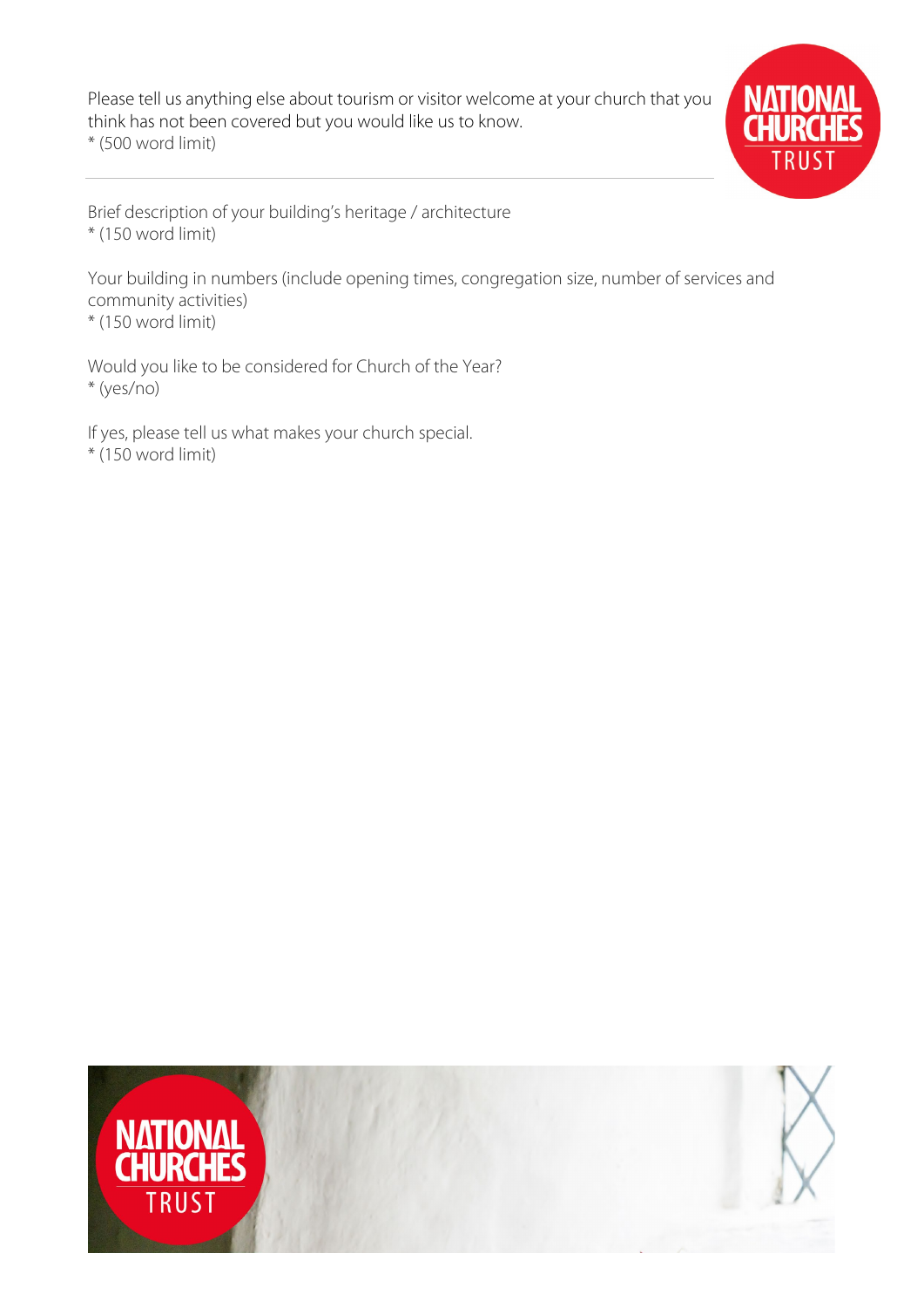Please tell us anything else about tourism or visitor welcome at your church that you think has not been covered but you would like us to know.
* (500 word limit)

---

Brief description of your building's heritage / architecture
* (150 word limit)

Your building in numbers (include opening times, congregation size, number of services and community activities)
* (150 word limit)

Would you like to be considered for Church of the Year?
* (yes/no)

If yes, please tell us what makes your church special.
* (150 word limit)